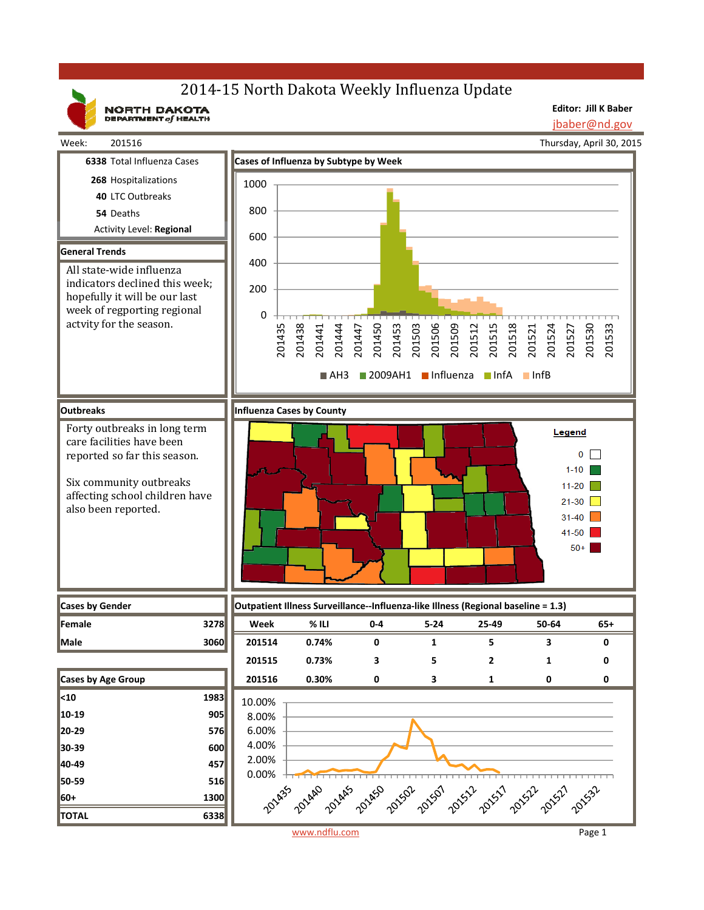# 2014-15 North Dakota Weekly Influenza Update

NORTH DAKOTA DEPARTMENT of HEALTH

**Editor: Jill K Baber**
jbaber@nd.gov

Week: 201516 — Thursday, April 30, 2015

| | |
|---|---|
| **6338** | Total Influenza Cases |
| **268** | Hospitalizations |
| **40** | LTC Outbreaks |
| **54** | Deaths |

Activity Level: **Regional**

## General Trends

All state-wide influenza indicators declined this week; hopefully it will be our last week of regporting regional actvity for the season.

## Cases of Influenza by Subtype by Week

## Outbreaks

Forty outbreaks in long term care facilities have been reported so far this season.

Six community outbreaks affecting school children have also been reported.

## Influenza Cases by County

## Cases by Gender

| Gender | Cases |
|---|---|
| Female | 3278 |
| Male | 3060 |

## Cases by Age Group

| Age Group | Cases |
|---|---|
| <10 | 1983 |
| 10-19 | 905 |
| 20-29 | 576 |
| 30-39 | 600 |
| 40-49 | 457 |
| 50-59 | 516 |
| 60+ | 1300 |
| **TOTAL** | **6338** |

## Outpatient Illness Surveillance--Influenza-like Illness (Regional baseline = 1.3)

| Week | % ILI | 0-4 | 5-24 | 25-49 | 50-64 | 65+ |
|---|---|---|---|---|---|---|
| 201514 | 0.74% | 0 | 1 | 5 | 3 | 0 |
| 201515 | 0.73% | 3 | 5 | 2 | 1 | 0 |
| 201516 | 0.30% | 0 | 3 | 1 | 0 | 0 |

www.ndflu.com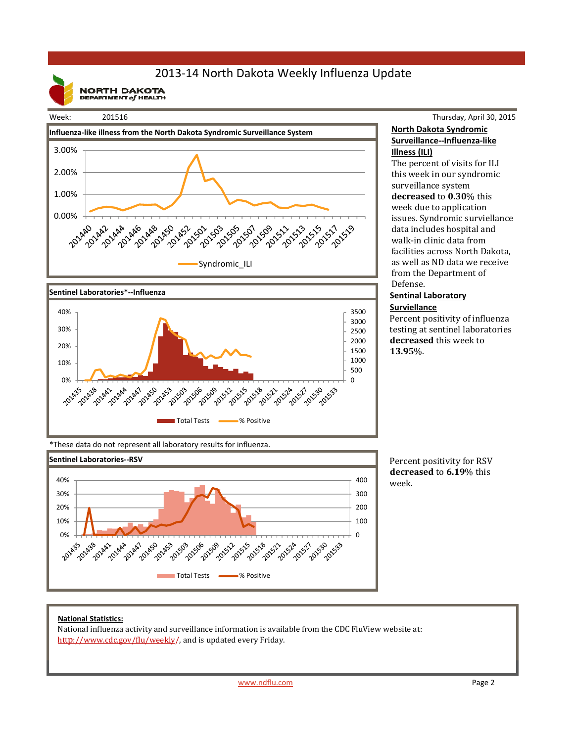# 2013-14 North Dakota Weekly Influenza Update

NORTH DAKOTA DEPARTMENT of HEALTH

Week: 201516

Thursday, April 30, 2015

**Influenza-like illness from the North Dakota Syndromic Surveillance System**

Syndromic_ILI

**Sentinel Laboratories*--Influenza**

Total Tests    % Positive

*These data do not represent all laboratory results for influenza.

**Sentinel Laboratories--RSV**

Total Tests    % Positive

**North Dakota Syndromic Surveillance--Influenza-like Illness (ILI)**

The percent of visits for ILI this week in our syndromic surveillance system **decreased** to **0.30**% this week due to application issues. Syndromic surviellance data includes hospital and walk-in clinic data from facilities across North Dakota, as well as ND data we receive from the Department of Defense.

**Sentinal Laboratory Surviellance**

Percent positivity of influenza testing at sentinel laboratories **decreased** this week to **13.95**%.

Percent positivity for RSV **decreased** to **6.19**% this week.

**National Statistics:**

National influenza activity and surveillance information is available from the CDC FluView website at: http://www.cdc.gov/flu/weekly/, and is updated every Friday.

www.ndflu.com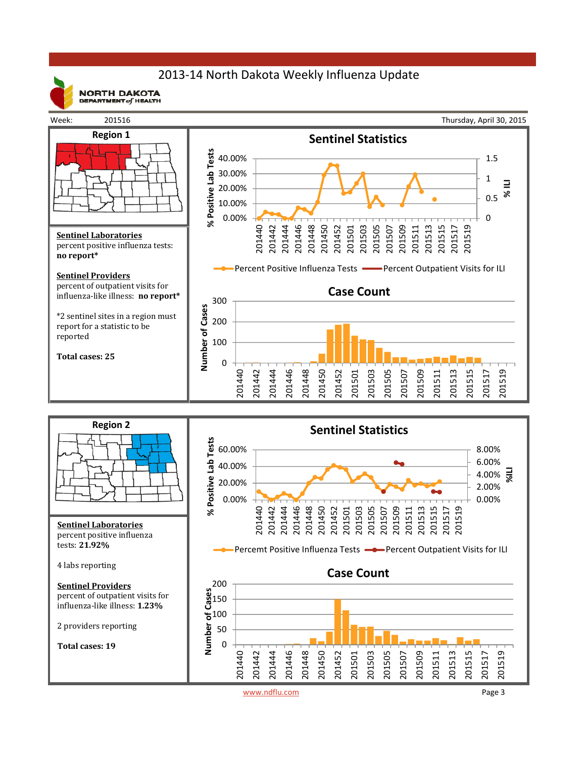# 2013-14 North Dakota Weekly Influenza Update

NORTH DAKOTA DEPARTMENT of HEALTH

Week: 201516 — Thursday, April 30, 2015

## Region 1

**Sentinel Laboratories**
percent positive influenza tests: **no report***

**Sentinel Providers**
percent of outpatient visits for influenza-like illness: **no report***

*2 sentinel sites in a region must report for a statistic to be reported

**Total cases: 25**

### Sentinel Statistics

Percent Positive Influenza Tests — Percent Outpatient Visits for ILI

### Case Count

## Region 2

**Sentinel Laboratories**
percent positive influenza tests: **21.92%**

4 labs reporting

**Sentinel Providers**
percent of outpatient visits for influenza-like illness: **1.23%**

2 providers reporting

**Total cases: 19**

### Sentinel Statistics

Percemt Positive Influenza Tests — Percent Outpatient Visits for ILI

### Case Count

www.ndflu.com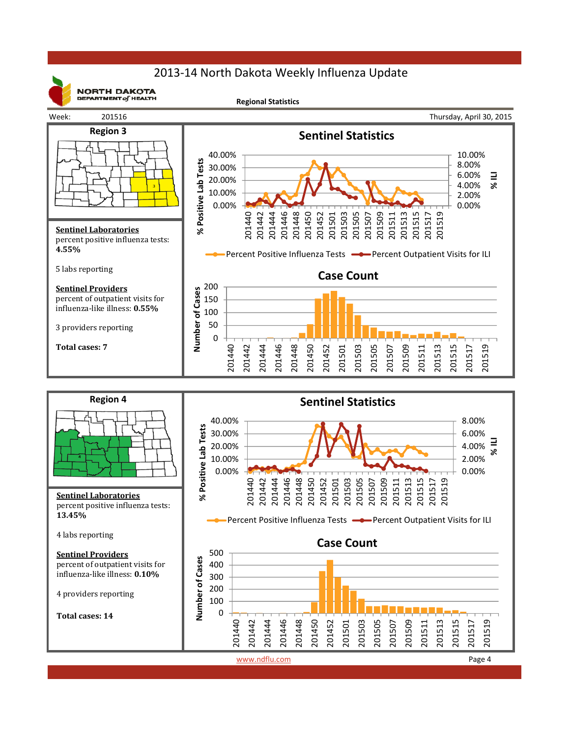# 2013-14 North Dakota Weekly Influenza Update

NORTH DAKOTA DEPARTMENT of HEALTH

**Regional Statistics**

Week: 201516

Thursday, April 30, 2015

## Region 3

**Sentinel Laboratories**
percent positive influenza tests: **4.55%**

5 labs reporting

**Sentinel Providers**
percent of outpatient visits for influenza-like illness: **0.55%**

3 providers reporting

**Total cases: 7**

### Sentinel Statistics

% Positive Lab Tests: 40.00%, 30.00%, 20.00%, 10.00%, 0.00%

% ILI: 10.00%, 8.00%, 6.00%, 4.00%, 2.00%, 0.00%

201440, 201442, 201444, 201446, 201448, 201450, 201452, 201501, 201503, 201505, 201507, 201509, 201511, 201513, 201515, 201517, 201519

Percent Positive Influenza Tests — Percent Outpatient Visits for ILI

### Case Count

Number of Cases: 200, 150, 100, 50, 0

201440, 201442, 201444, 201446, 201448, 201450, 201452, 201501, 201503, 201505, 201507, 201509, 201511, 201513, 201515, 201517, 201519

## Region 4

**Sentinel Laboratories**
percent positive influenza tests: **13.45%**

4 labs reporting

**Sentinel Providers**
percent of outpatient visits for influenza-like illness: **0.10%**

4 providers reporting

**Total cases: 14**

### Sentinel Statistics

% Positive Lab Tests: 40.00%, 30.00%, 20.00%, 10.00%, 0.00%

% ILI: 8.00%, 6.00%, 4.00%, 2.00%, 0.00%

201440, 201442, 201444, 201446, 201448, 201450, 201452, 201501, 201503, 201505, 201507, 201509, 201511, 201513, 201515, 201517, 201519

Percent Positive Influenza Tests — Percent Outpatient Visits for ILI

### Case Count

Number of Cases: 500, 400, 300, 200, 100, 0

201440, 201442, 201444, 201446, 201448, 201450, 201452, 201501, 201503, 201505, 201507, 201509, 201511, 201513, 201515, 201517, 201519

www.ndflu.com